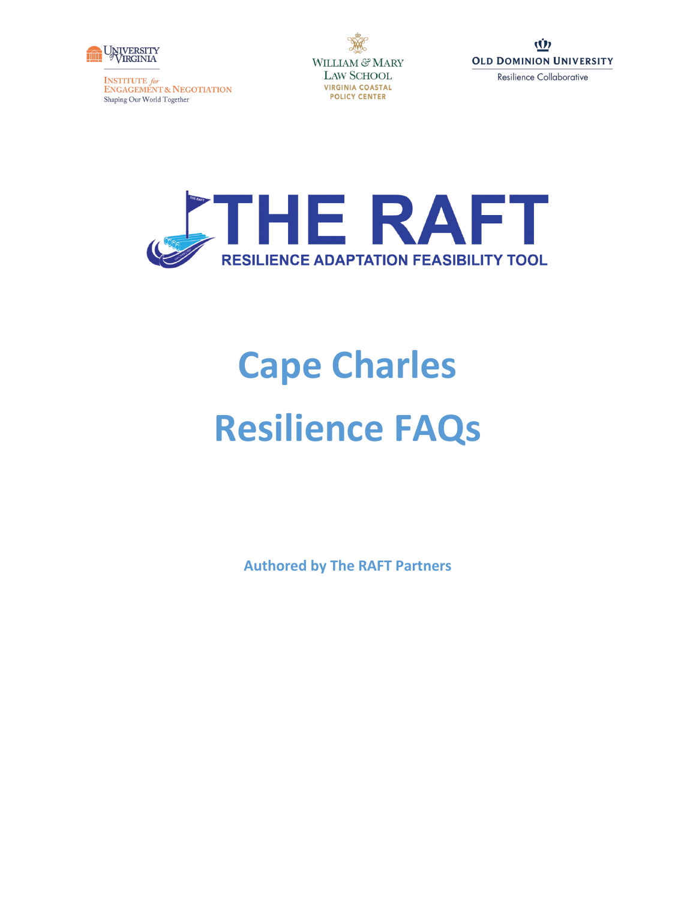University of Virginia
Institute for Engagement & Negotiation
Shaping Our World Together

William & Mary Law School
Virginia Coastal Policy Center

Old Dominion University
Resilience Collaborative

THE RAFT
RESILIENCE ADAPTATION FEASIBILITY TOOL

# Cape Charles Resilience FAQs

**Authored by The RAFT Partners**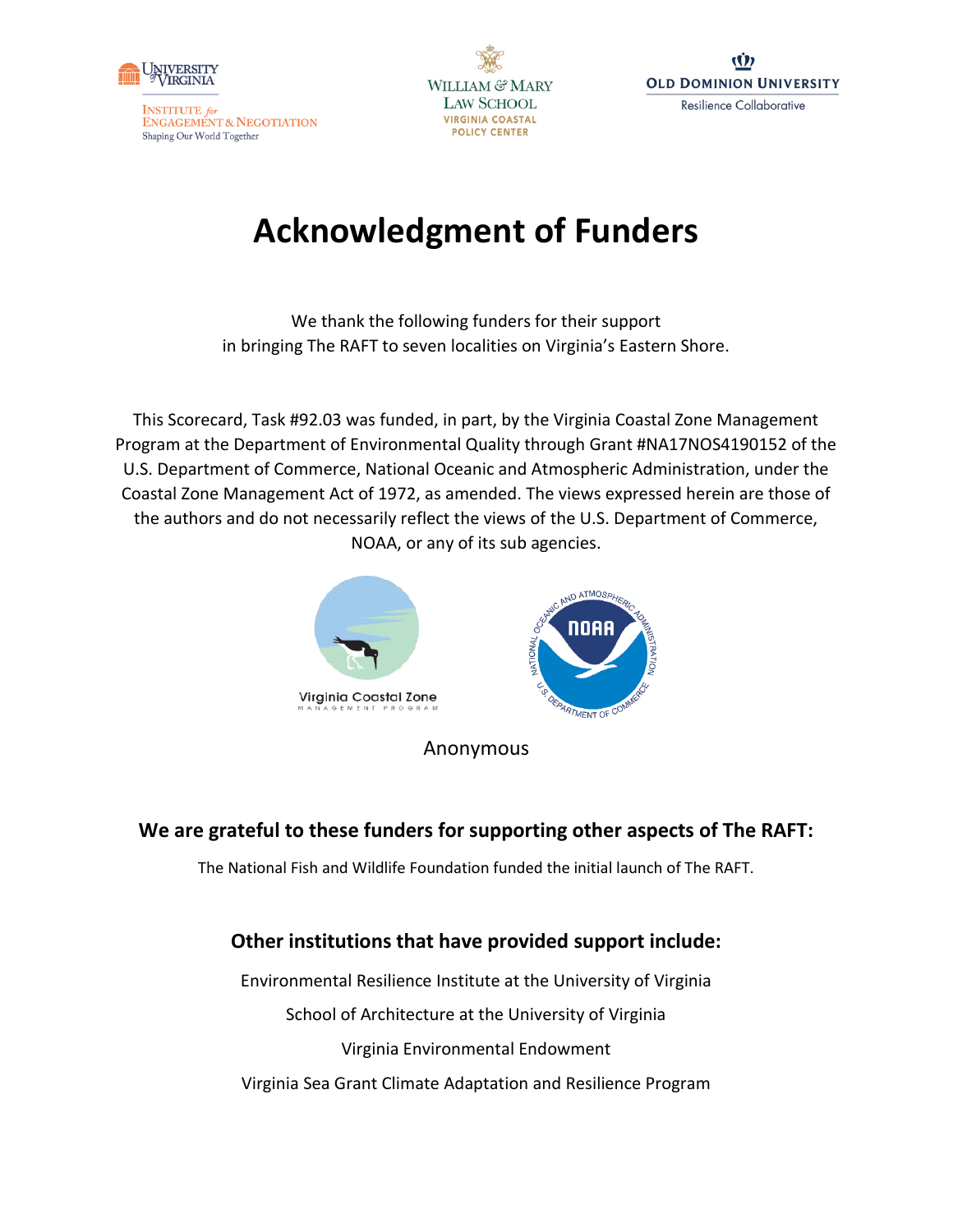# Acknowledgment of Funders

We thank the following funders for their support in bringing The RAFT to seven localities on Virginia's Eastern Shore.

This Scorecard, Task #92.03 was funded, in part, by the Virginia Coastal Zone Management Program at the Department of Environmental Quality through Grant #NA17NOS4190152 of the U.S. Department of Commerce, National Oceanic and Atmospheric Administration, under the Coastal Zone Management Act of 1972, as amended. The views expressed herein are those of the authors and do not necessarily reflect the views of the U.S. Department of Commerce, NOAA, or any of its sub agencies.

Anonymous

### We are grateful to these funders for supporting other aspects of The RAFT:

The National Fish and Wildlife Foundation funded the initial launch of The RAFT.

### Other institutions that have provided support include:

Environmental Resilience Institute at the University of Virginia

School of Architecture at the University of Virginia

Virginia Environmental Endowment

Virginia Sea Grant Climate Adaptation and Resilience Program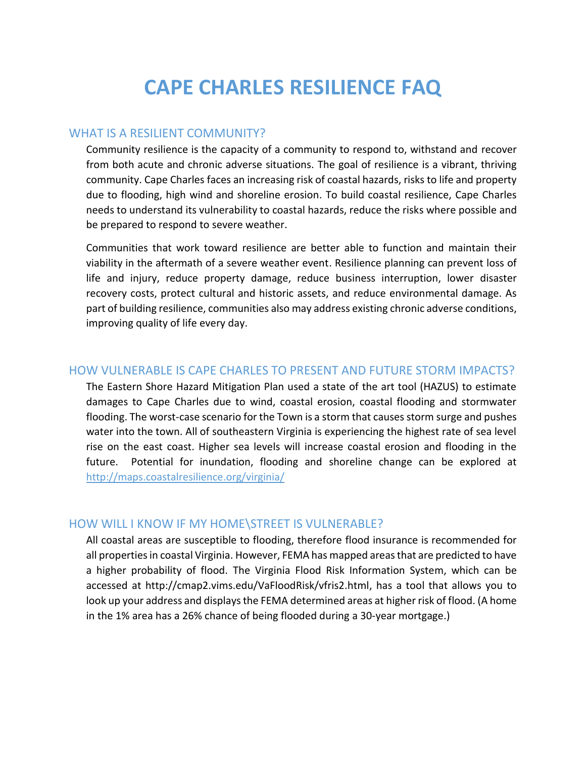# CAPE CHARLES RESILIENCE FAQ

## WHAT IS A RESILIENT COMMUNITY?

Community resilience is the capacity of a community to respond to, withstand and recover from both acute and chronic adverse situations. The goal of resilience is a vibrant, thriving community. Cape Charles faces an increasing risk of coastal hazards, risks to life and property due to flooding, high wind and shoreline erosion. To build coastal resilience, Cape Charles needs to understand its vulnerability to coastal hazards, reduce the risks where possible and be prepared to respond to severe weather.

Communities that work toward resilience are better able to function and maintain their viability in the aftermath of a severe weather event. Resilience planning can prevent loss of life and injury, reduce property damage, reduce business interruption, lower disaster recovery costs, protect cultural and historic assets, and reduce environmental damage. As part of building resilience, communities also may address existing chronic adverse conditions, improving quality of life every day.

## HOW VULNERABLE IS CAPE CHARLES TO PRESENT AND FUTURE STORM IMPACTS?

The Eastern Shore Hazard Mitigation Plan used a state of the art tool (HAZUS) to estimate damages to Cape Charles due to wind, coastal erosion, coastal flooding and stormwater flooding. The worst-case scenario for the Town is a storm that causes storm surge and pushes water into the town. All of southeastern Virginia is experiencing the highest rate of sea level rise on the east coast. Higher sea levels will increase coastal erosion and flooding in the future. Potential for inundation, flooding and shoreline change can be explored at http://maps.coastalresilience.org/virginia/

## HOW WILL I KNOW IF MY HOME\STREET IS VULNERABLE?

All coastal areas are susceptible to flooding, therefore flood insurance is recommended for all properties in coastal Virginia. However, FEMA has mapped areas that are predicted to have a higher probability of flood. The Virginia Flood Risk Information System, which can be accessed at http://cmap2.vims.edu/VaFloodRisk/vfris2.html, has a tool that allows you to look up your address and displays the FEMA determined areas at higher risk of flood. (A home in the 1% area has a 26% chance of being flooded during a 30-year mortgage.)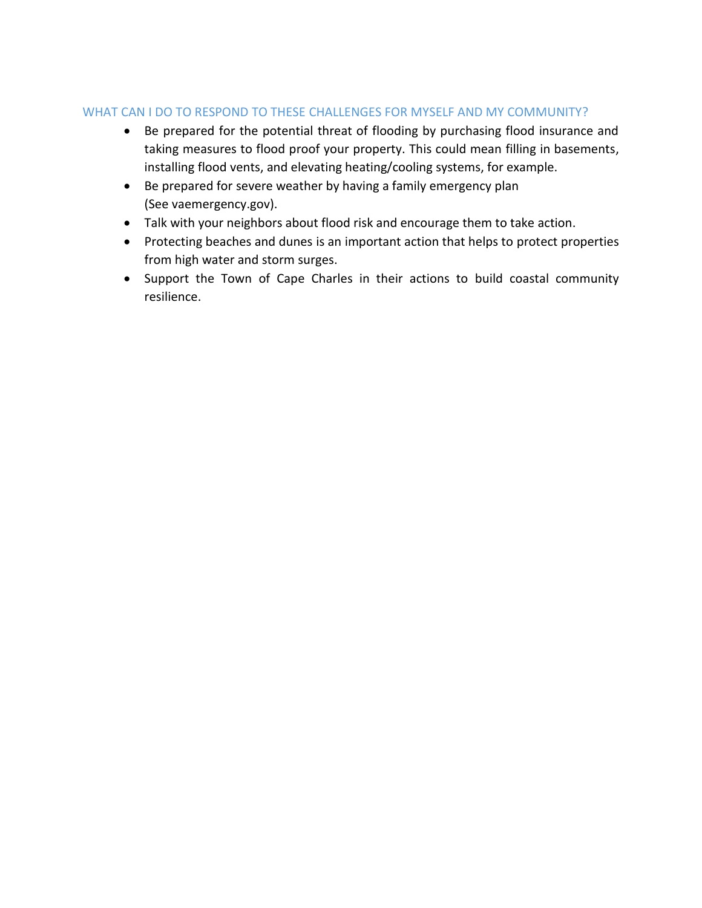## WHAT CAN I DO TO RESPOND TO THESE CHALLENGES FOR MYSELF AND MY COMMUNITY?

- Be prepared for the potential threat of flooding by purchasing flood insurance and taking measures to flood proof your property. This could mean filling in basements, installing flood vents, and elevating heating/cooling systems, for example.
- Be prepared for severe weather by having a family emergency plan (See vaemergency.gov).
- Talk with your neighbors about flood risk and encourage them to take action.
- Protecting beaches and dunes is an important action that helps to protect properties from high water and storm surges.
- Support the Town of Cape Charles in their actions to build coastal community resilience.